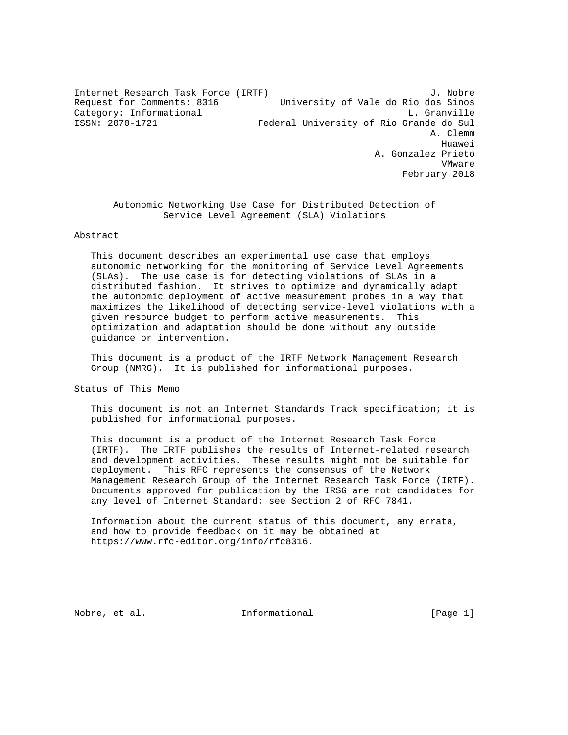Internet Research Task Force (IRTF) J. Nobre
Request for Comments: 8316 University of Vale do Rio dos Sinos
Category: Informational L. Granville
ISSN: 2070-1721 Federal University of Rio Grande do Sul
A. Clemm
Huawei
A. Gonzalez Prieto
VMware
February 2018

# Autonomic Networking Use Case for Distributed Detection of Service Level Agreement (SLA) Violations

## Abstract

This document describes an experimental use case that employs autonomic networking for the monitoring of Service Level Agreements (SLAs). The use case is for detecting violations of SLAs in a distributed fashion. It strives to optimize and dynamically adapt the autonomic deployment of active measurement probes in a way that maximizes the likelihood of detecting service-level violations with a given resource budget to perform active measurements. This optimization and adaptation should be done without any outside guidance or intervention.

This document is a product of the IRTF Network Management Research Group (NMRG). It is published for informational purposes.

## Status of This Memo

This document is not an Internet Standards Track specification; it is published for informational purposes.

This document is a product of the Internet Research Task Force (IRTF). The IRTF publishes the results of Internet-related research and development activities. These results might not be suitable for deployment. This RFC represents the consensus of the Network Management Research Group of the Internet Research Task Force (IRTF). Documents approved for publication by the IRSG are not candidates for any level of Internet Standard; see Section 2 of RFC 7841.

Information about the current status of this document, any errata, and how to provide feedback on it may be obtained at https://www.rfc-editor.org/info/rfc8316.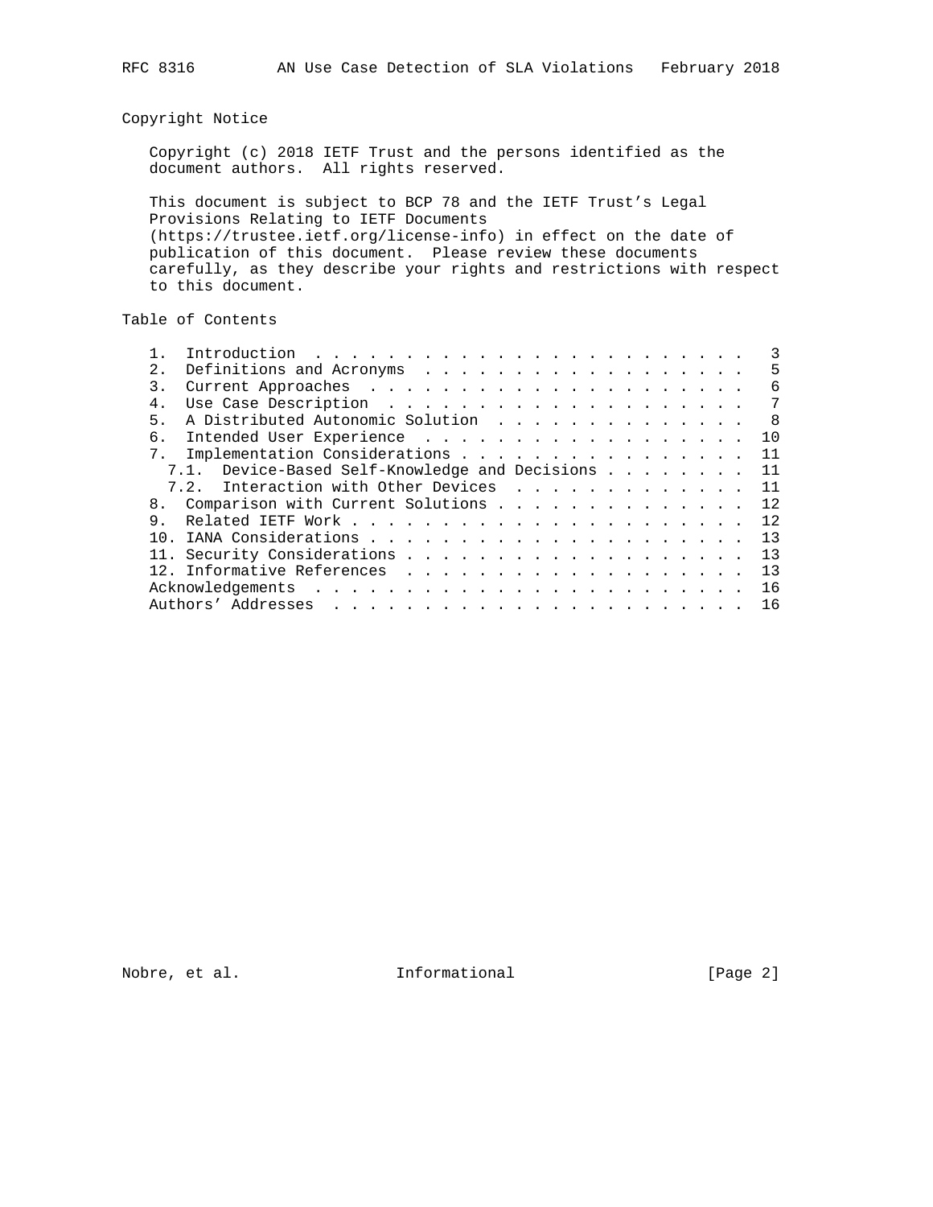## Copyright Notice

Copyright (c) 2018 IETF Trust and the persons identified as the document authors. All rights reserved.

This document is subject to BCP 78 and the IETF Trust's Legal Provisions Relating to IETF Documents (https://trustee.ietf.org/license-info) in effect on the date of publication of this document. Please review these documents carefully, as they describe your rights and restrictions with respect to this document.

## Table of Contents

```
   1.  Introduction  . . . . . . . . . . . . . . . . . . . . . . . .   3
   2.  Definitions and Acronyms  . . . . . . . . . . . . . . . . . .   5
   3.  Current Approaches  . . . . . . . . . . . . . . . . . . . . .   6
   4.  Use Case Description  . . . . . . . . . . . . . . . . . . . .   7
   5.  A Distributed Autonomic Solution  . . . . . . . . . . . . . .   8
   6.  Intended User Experience  . . . . . . . . . . . . . . . . . .  10
   7.  Implementation Considerations . . . . . . . . . . . . . . . .  11
     7.1.  Device-Based Self-Knowledge and Decisions . . . . . . . .  11
     7.2.  Interaction with Other Devices  . . . . . . . . . . . . .  11
   8.  Comparison with Current Solutions . . . . . . . . . . . . . .  12
   9.  Related IETF Work . . . . . . . . . . . . . . . . . . . . . .  12
   10. IANA Considerations . . . . . . . . . . . . . . . . . . . . .  13
   11. Security Considerations . . . . . . . . . . . . . . . . . . .  13
   12. Informative References  . . . . . . . . . . . . . . . . . . .  13
   Acknowledgements  . . . . . . . . . . . . . . . . . . . . . . . .  16
   Authors' Addresses  . . . . . . . . . . . . . . . . . . . . . . .  16
```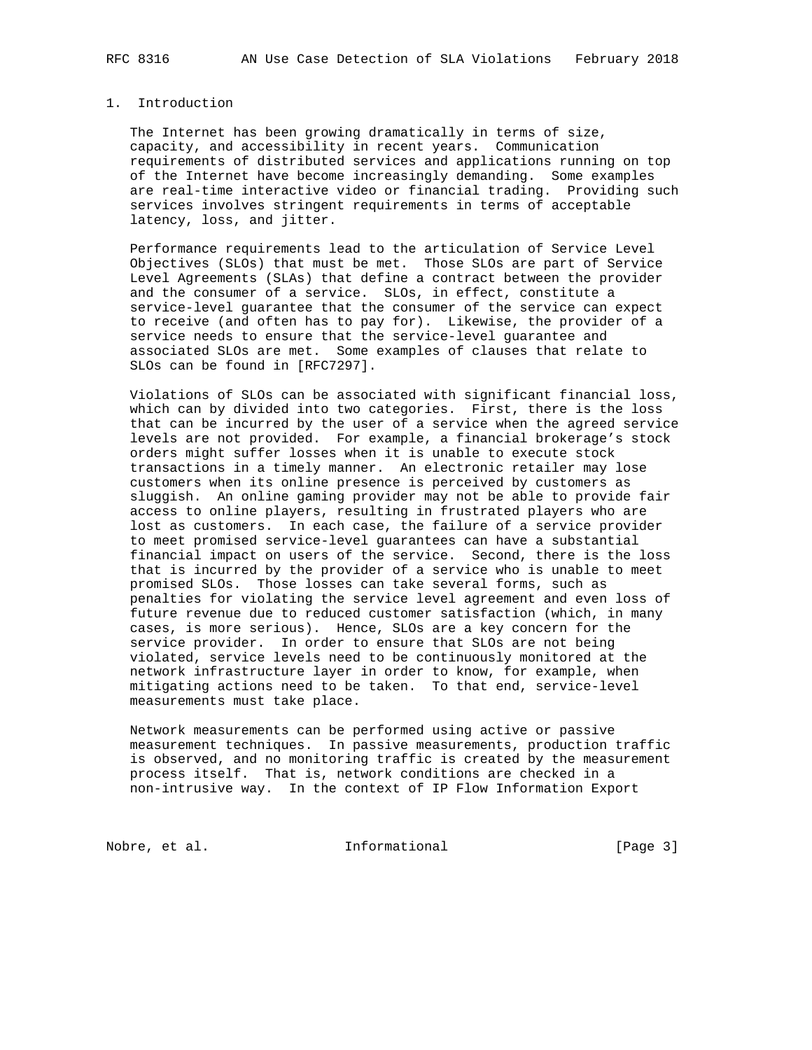# 1. Introduction

The Internet has been growing dramatically in terms of size, capacity, and accessibility in recent years. Communication requirements of distributed services and applications running on top of the Internet have become increasingly demanding. Some examples are real-time interactive video or financial trading. Providing such services involves stringent requirements in terms of acceptable latency, loss, and jitter.

Performance requirements lead to the articulation of Service Level Objectives (SLOs) that must be met. Those SLOs are part of Service Level Agreements (SLAs) that define a contract between the provider and the consumer of a service. SLOs, in effect, constitute a service-level guarantee that the consumer of the service can expect to receive (and often has to pay for). Likewise, the provider of a service needs to ensure that the service-level guarantee and associated SLOs are met. Some examples of clauses that relate to SLOs can be found in [RFC7297].

Violations of SLOs can be associated with significant financial loss, which can by divided into two categories. First, there is the loss that can be incurred by the user of a service when the agreed service levels are not provided. For example, a financial brokerage's stock orders might suffer losses when it is unable to execute stock transactions in a timely manner. An electronic retailer may lose customers when its online presence is perceived by customers as sluggish. An online gaming provider may not be able to provide fair access to online players, resulting in frustrated players who are lost as customers. In each case, the failure of a service provider to meet promised service-level guarantees can have a substantial financial impact on users of the service. Second, there is the loss that is incurred by the provider of a service who is unable to meet promised SLOs. Those losses can take several forms, such as penalties for violating the service level agreement and even loss of future revenue due to reduced customer satisfaction (which, in many cases, is more serious). Hence, SLOs are a key concern for the service provider. In order to ensure that SLOs are not being violated, service levels need to be continuously monitored at the network infrastructure layer in order to know, for example, when mitigating actions need to be taken. To that end, service-level measurements must take place.

Network measurements can be performed using active or passive measurement techniques. In passive measurements, production traffic is observed, and no monitoring traffic is created by the measurement process itself. That is, network conditions are checked in a non-intrusive way. In the context of IP Flow Information Export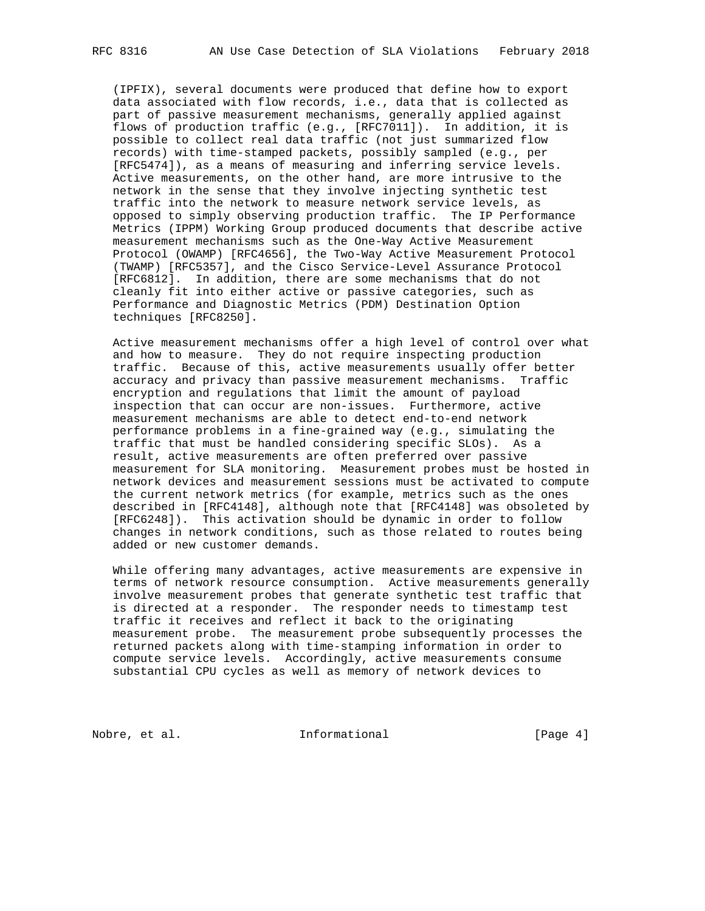(IPFIX), several documents were produced that define how to export data associated with flow records, i.e., data that is collected as part of passive measurement mechanisms, generally applied against flows of production traffic (e.g., [RFC7011]). In addition, it is possible to collect real data traffic (not just summarized flow records) with time-stamped packets, possibly sampled (e.g., per [RFC5474]), as a means of measuring and inferring service levels. Active measurements, on the other hand, are more intrusive to the network in the sense that they involve injecting synthetic test traffic into the network to measure network service levels, as opposed to simply observing production traffic. The IP Performance Metrics (IPPM) Working Group produced documents that describe active measurement mechanisms such as the One-Way Active Measurement Protocol (OWAMP) [RFC4656], the Two-Way Active Measurement Protocol (TWAMP) [RFC5357], and the Cisco Service-Level Assurance Protocol [RFC6812]. In addition, there are some mechanisms that do not cleanly fit into either active or passive categories, such as Performance and Diagnostic Metrics (PDM) Destination Option techniques [RFC8250].

Active measurement mechanisms offer a high level of control over what and how to measure. They do not require inspecting production traffic. Because of this, active measurements usually offer better accuracy and privacy than passive measurement mechanisms. Traffic encryption and regulations that limit the amount of payload inspection that can occur are non-issues. Furthermore, active measurement mechanisms are able to detect end-to-end network performance problems in a fine-grained way (e.g., simulating the traffic that must be handled considering specific SLOs). As a result, active measurements are often preferred over passive measurement for SLA monitoring. Measurement probes must be hosted in network devices and measurement sessions must be activated to compute the current network metrics (for example, metrics such as the ones described in [RFC4148], although note that [RFC4148] was obsoleted by [RFC6248]). This activation should be dynamic in order to follow changes in network conditions, such as those related to routes being added or new customer demands.

While offering many advantages, active measurements are expensive in terms of network resource consumption. Active measurements generally involve measurement probes that generate synthetic test traffic that is directed at a responder. The responder needs to timestamp test traffic it receives and reflect it back to the originating measurement probe. The measurement probe subsequently processes the returned packets along with time-stamping information in order to compute service levels. Accordingly, active measurements consume substantial CPU cycles as well as memory of network devices to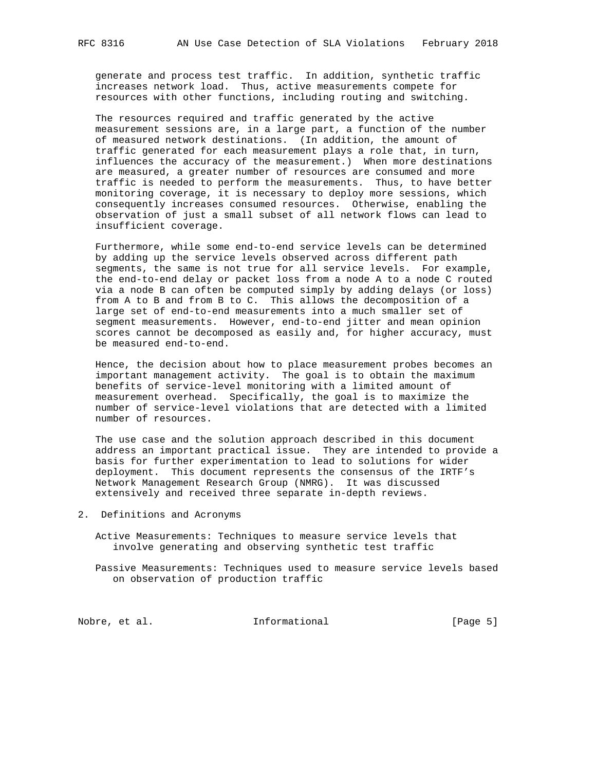generate and process test traffic. In addition, synthetic traffic increases network load. Thus, active measurements compete for resources with other functions, including routing and switching.

The resources required and traffic generated by the active measurement sessions are, in a large part, a function of the number of measured network destinations. (In addition, the amount of traffic generated for each measurement plays a role that, in turn, influences the accuracy of the measurement.) When more destinations are measured, a greater number of resources are consumed and more traffic is needed to perform the measurements. Thus, to have better monitoring coverage, it is necessary to deploy more sessions, which consequently increases consumed resources. Otherwise, enabling the observation of just a small subset of all network flows can lead to insufficient coverage.

Furthermore, while some end-to-end service levels can be determined by adding up the service levels observed across different path segments, the same is not true for all service levels. For example, the end-to-end delay or packet loss from a node A to a node C routed via a node B can often be computed simply by adding delays (or loss) from A to B and from B to C. This allows the decomposition of a large set of end-to-end measurements into a much smaller set of segment measurements. However, end-to-end jitter and mean opinion scores cannot be decomposed as easily and, for higher accuracy, must be measured end-to-end.

Hence, the decision about how to place measurement probes becomes an important management activity. The goal is to obtain the maximum benefits of service-level monitoring with a limited amount of measurement overhead. Specifically, the goal is to maximize the number of service-level violations that are detected with a limited number of resources.

The use case and the solution approach described in this document address an important practical issue. They are intended to provide a basis for further experimentation to lead to solutions for wider deployment. This document represents the consensus of the IRTF's Network Management Research Group (NMRG). It was discussed extensively and received three separate in-depth reviews.

## 2. Definitions and Acronyms

Active Measurements: Techniques to measure service levels that involve generating and observing synthetic test traffic

Passive Measurements: Techniques used to measure service levels based on observation of production traffic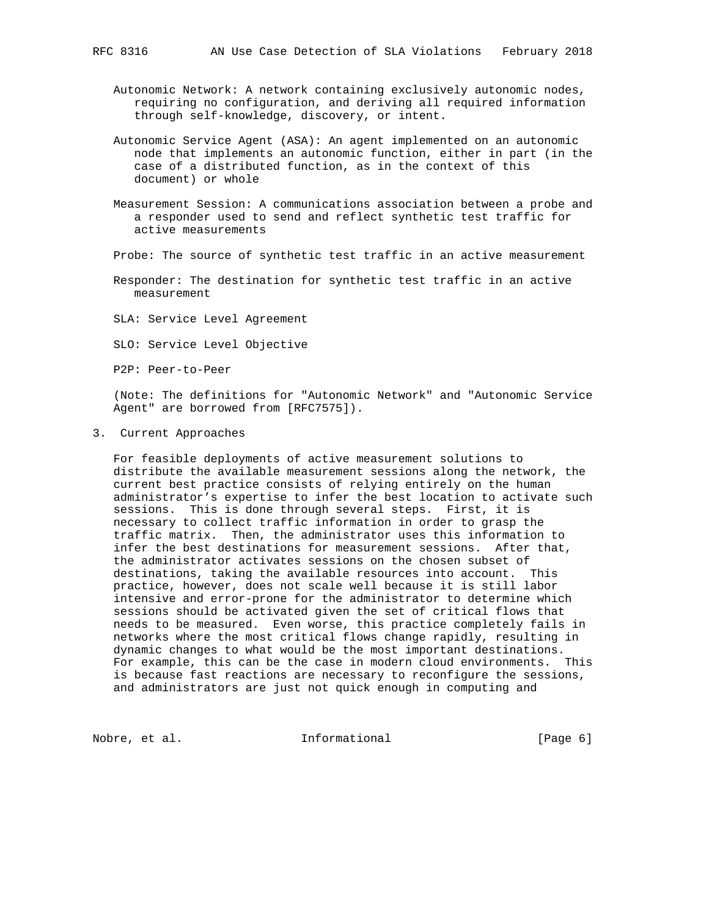Autonomic Network: A network containing exclusively autonomic nodes, requiring no configuration, and deriving all required information through self-knowledge, discovery, or intent.

Autonomic Service Agent (ASA): An agent implemented on an autonomic node that implements an autonomic function, either in part (in the case of a distributed function, as in the context of this document) or whole

Measurement Session: A communications association between a probe and a responder used to send and reflect synthetic test traffic for active measurements

Probe: The source of synthetic test traffic in an active measurement

Responder: The destination for synthetic test traffic in an active measurement

SLA: Service Level Agreement

SLO: Service Level Objective

P2P: Peer-to-Peer

(Note: The definitions for "Autonomic Network" and "Autonomic Service Agent" are borrowed from [RFC7575]).

## 3. Current Approaches

For feasible deployments of active measurement solutions to distribute the available measurement sessions along the network, the current best practice consists of relying entirely on the human administrator's expertise to infer the best location to activate such sessions. This is done through several steps. First, it is necessary to collect traffic information in order to grasp the traffic matrix. Then, the administrator uses this information to infer the best destinations for measurement sessions. After that, the administrator activates sessions on the chosen subset of destinations, taking the available resources into account. This practice, however, does not scale well because it is still labor intensive and error-prone for the administrator to determine which sessions should be activated given the set of critical flows that needs to be measured. Even worse, this practice completely fails in networks where the most critical flows change rapidly, resulting in dynamic changes to what would be the most important destinations. For example, this can be the case in modern cloud environments. This is because fast reactions are necessary to reconfigure the sessions, and administrators are just not quick enough in computing and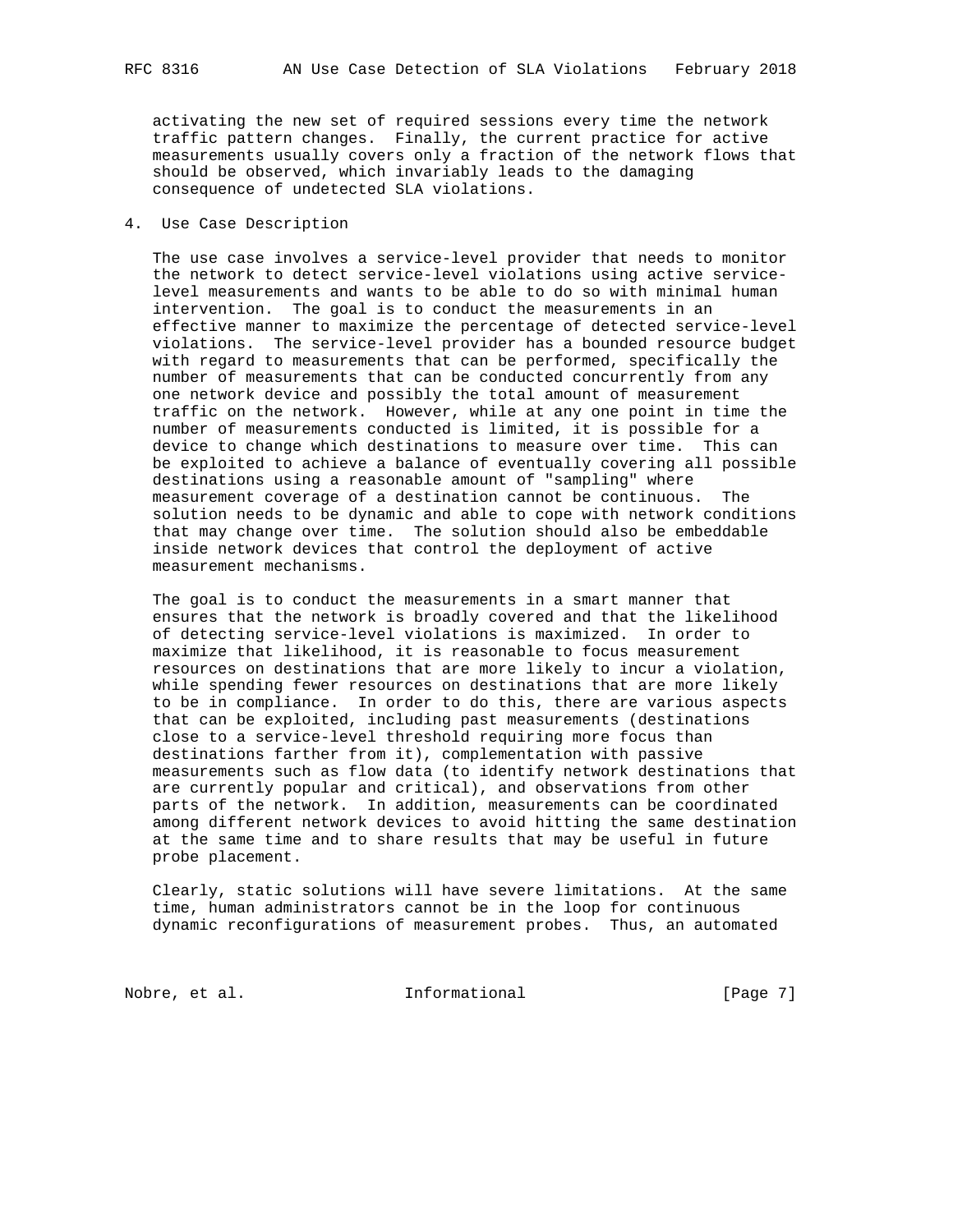activating the new set of required sessions every time the network traffic pattern changes. Finally, the current practice for active measurements usually covers only a fraction of the network flows that should be observed, which invariably leads to the damaging consequence of undetected SLA violations.

## 4. Use Case Description

The use case involves a service-level provider that needs to monitor the network to detect service-level violations using active service-level measurements and wants to be able to do so with minimal human intervention. The goal is to conduct the measurements in an effective manner to maximize the percentage of detected service-level violations. The service-level provider has a bounded resource budget with regard to measurements that can be performed, specifically the number of measurements that can be conducted concurrently from any one network device and possibly the total amount of measurement traffic on the network. However, while at any one point in time the number of measurements conducted is limited, it is possible for a device to change which destinations to measure over time. This can be exploited to achieve a balance of eventually covering all possible destinations using a reasonable amount of "sampling" where measurement coverage of a destination cannot be continuous. The solution needs to be dynamic and able to cope with network conditions that may change over time. The solution should also be embeddable inside network devices that control the deployment of active measurement mechanisms.

The goal is to conduct the measurements in a smart manner that ensures that the network is broadly covered and that the likelihood of detecting service-level violations is maximized. In order to maximize that likelihood, it is reasonable to focus measurement resources on destinations that are more likely to incur a violation, while spending fewer resources on destinations that are more likely to be in compliance. In order to do this, there are various aspects that can be exploited, including past measurements (destinations close to a service-level threshold requiring more focus than destinations farther from it), complementation with passive measurements such as flow data (to identify network destinations that are currently popular and critical), and observations from other parts of the network. In addition, measurements can be coordinated among different network devices to avoid hitting the same destination at the same time and to share results that may be useful in future probe placement.

Clearly, static solutions will have severe limitations. At the same time, human administrators cannot be in the loop for continuous dynamic reconfigurations of measurement probes. Thus, an automated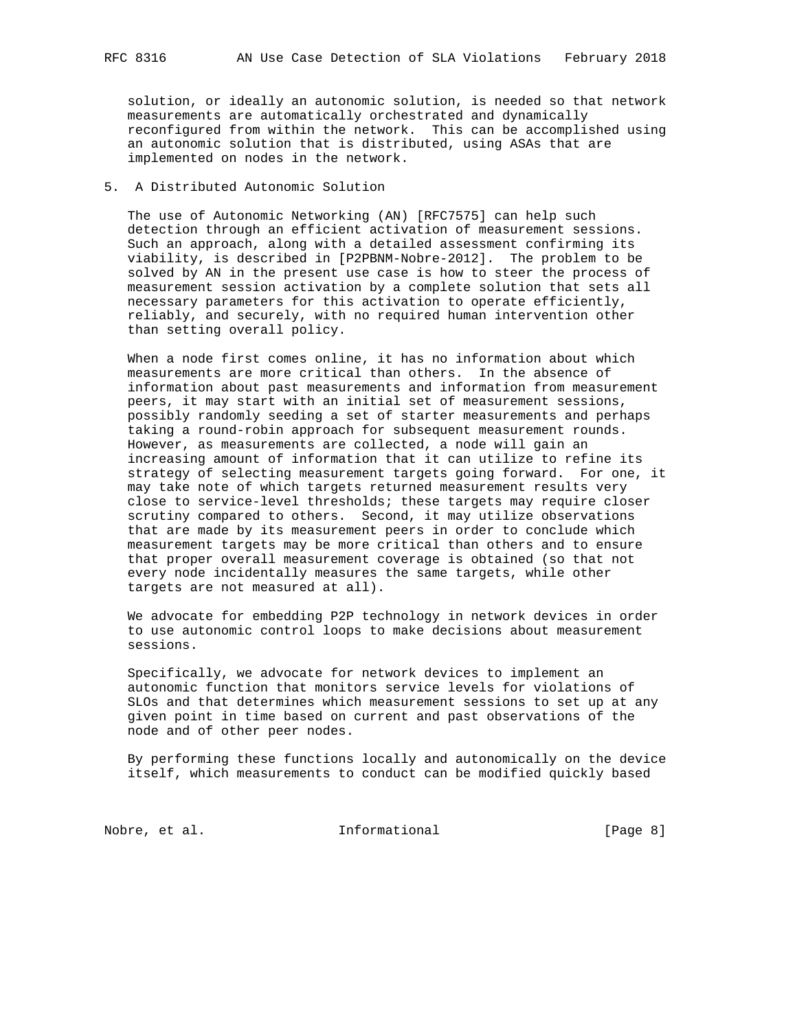solution, or ideally an autonomic solution, is needed so that network measurements are automatically orchestrated and dynamically reconfigured from within the network. This can be accomplished using an autonomic solution that is distributed, using ASAs that are implemented on nodes in the network.

## 5. A Distributed Autonomic Solution

The use of Autonomic Networking (AN) [RFC7575] can help such detection through an efficient activation of measurement sessions. Such an approach, along with a detailed assessment confirming its viability, is described in [P2PBNM-Nobre-2012]. The problem to be solved by AN in the present use case is how to steer the process of measurement session activation by a complete solution that sets all necessary parameters for this activation to operate efficiently, reliably, and securely, with no required human intervention other than setting overall policy.

When a node first comes online, it has no information about which measurements are more critical than others. In the absence of information about past measurements and information from measurement peers, it may start with an initial set of measurement sessions, possibly randomly seeding a set of starter measurements and perhaps taking a round-robin approach for subsequent measurement rounds. However, as measurements are collected, a node will gain an increasing amount of information that it can utilize to refine its strategy of selecting measurement targets going forward. For one, it may take note of which targets returned measurement results very close to service-level thresholds; these targets may require closer scrutiny compared to others. Second, it may utilize observations that are made by its measurement peers in order to conclude which measurement targets may be more critical than others and to ensure that proper overall measurement coverage is obtained (so that not every node incidentally measures the same targets, while other targets are not measured at all).

We advocate for embedding P2P technology in network devices in order to use autonomic control loops to make decisions about measurement sessions.

Specifically, we advocate for network devices to implement an autonomic function that monitors service levels for violations of SLOs and that determines which measurement sessions to set up at any given point in time based on current and past observations of the node and of other peer nodes.

By performing these functions locally and autonomically on the device itself, which measurements to conduct can be modified quickly based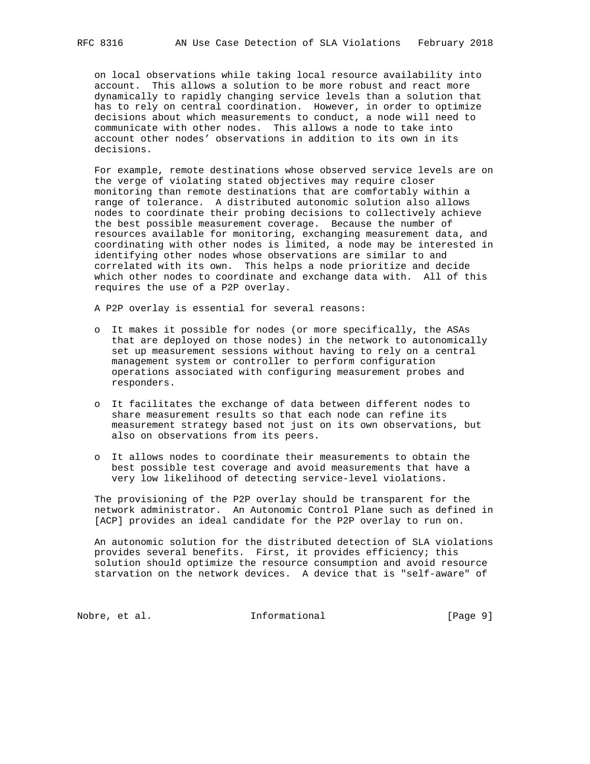on local observations while taking local resource availability into account. This allows a solution to be more robust and react more dynamically to rapidly changing service levels than a solution that has to rely on central coordination. However, in order to optimize decisions about which measurements to conduct, a node will need to communicate with other nodes. This allows a node to take into account other nodes' observations in addition to its own in its decisions.

For example, remote destinations whose observed service levels are on the verge of violating stated objectives may require closer monitoring than remote destinations that are comfortably within a range of tolerance. A distributed autonomic solution also allows nodes to coordinate their probing decisions to collectively achieve the best possible measurement coverage. Because the number of resources available for monitoring, exchanging measurement data, and coordinating with other nodes is limited, a node may be interested in identifying other nodes whose observations are similar to and correlated with its own. This helps a node prioritize and decide which other nodes to coordinate and exchange data with. All of this requires the use of a P2P overlay.

A P2P overlay is essential for several reasons:

- It makes it possible for nodes (or more specifically, the ASAs that are deployed on those nodes) in the network to autonomically set up measurement sessions without having to rely on a central management system or controller to perform configuration operations associated with configuring measurement probes and responders.
- It facilitates the exchange of data between different nodes to share measurement results so that each node can refine its measurement strategy based not just on its own observations, but also on observations from its peers.
- It allows nodes to coordinate their measurements to obtain the best possible test coverage and avoid measurements that have a very low likelihood of detecting service-level violations.

The provisioning of the P2P overlay should be transparent for the network administrator. An Autonomic Control Plane such as defined in [ACP] provides an ideal candidate for the P2P overlay to run on.

An autonomic solution for the distributed detection of SLA violations provides several benefits. First, it provides efficiency; this solution should optimize the resource consumption and avoid resource starvation on the network devices. A device that is "self-aware" of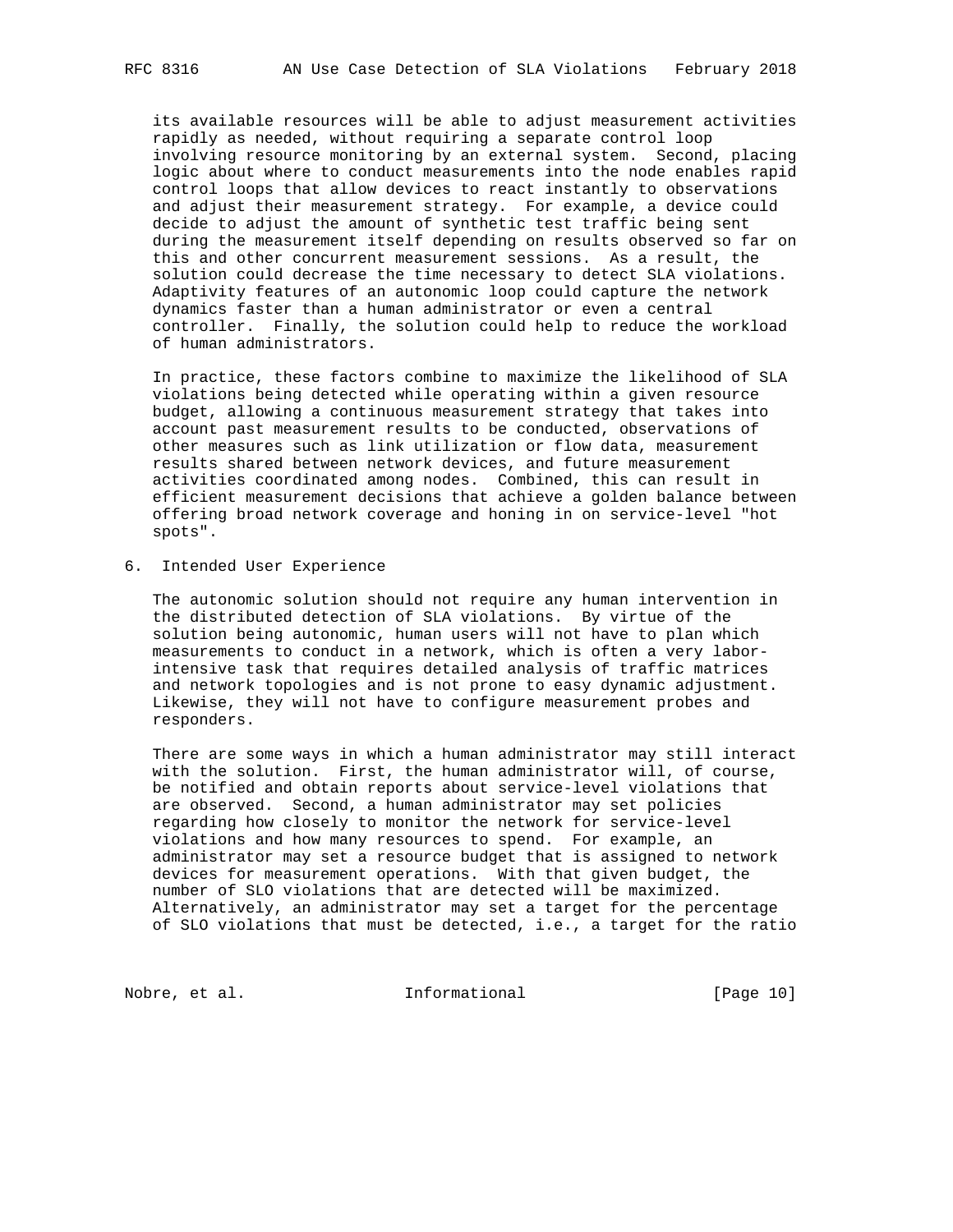its available resources will be able to adjust measurement activities rapidly as needed, without requiring a separate control loop involving resource monitoring by an external system. Second, placing logic about where to conduct measurements into the node enables rapid control loops that allow devices to react instantly to observations and adjust their measurement strategy. For example, a device could decide to adjust the amount of synthetic test traffic being sent during the measurement itself depending on results observed so far on this and other concurrent measurement sessions. As a result, the solution could decrease the time necessary to detect SLA violations. Adaptivity features of an autonomic loop could capture the network dynamics faster than a human administrator or even a central controller. Finally, the solution could help to reduce the workload of human administrators.

In practice, these factors combine to maximize the likelihood of SLA violations being detected while operating within a given resource budget, allowing a continuous measurement strategy that takes into account past measurement results to be conducted, observations of other measures such as link utilization or flow data, measurement results shared between network devices, and future measurement activities coordinated among nodes. Combined, this can result in efficient measurement decisions that achieve a golden balance between offering broad network coverage and honing in on service-level "hot spots".

## 6. Intended User Experience

The autonomic solution should not require any human intervention in the distributed detection of SLA violations. By virtue of the solution being autonomic, human users will not have to plan which measurements to conduct in a network, which is often a very labor-intensive task that requires detailed analysis of traffic matrices and network topologies and is not prone to easy dynamic adjustment. Likewise, they will not have to configure measurement probes and responders.

There are some ways in which a human administrator may still interact with the solution. First, the human administrator will, of course, be notified and obtain reports about service-level violations that are observed. Second, a human administrator may set policies regarding how closely to monitor the network for service-level violations and how many resources to spend. For example, an administrator may set a resource budget that is assigned to network devices for measurement operations. With that given budget, the number of SLO violations that are detected will be maximized. Alternatively, an administrator may set a target for the percentage of SLO violations that must be detected, i.e., a target for the ratio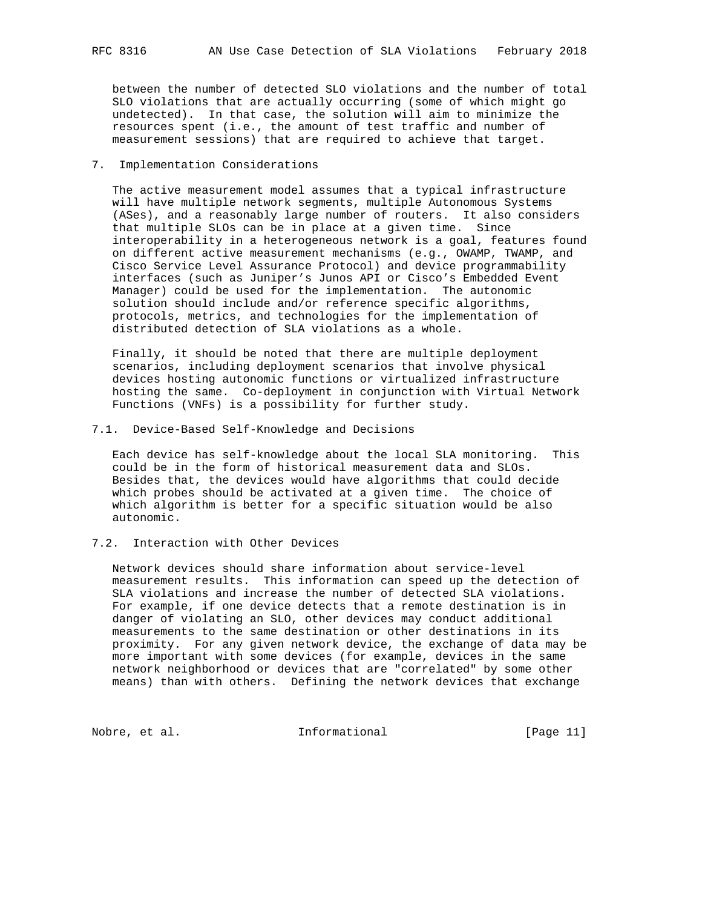between the number of detected SLO violations and the number of total SLO violations that are actually occurring (some of which might go undetected). In that case, the solution will aim to minimize the resources spent (i.e., the amount of test traffic and number of measurement sessions) that are required to achieve that target.

## 7. Implementation Considerations

The active measurement model assumes that a typical infrastructure will have multiple network segments, multiple Autonomous Systems (ASes), and a reasonably large number of routers. It also considers that multiple SLOs can be in place at a given time. Since interoperability in a heterogeneous network is a goal, features found on different active measurement mechanisms (e.g., OWAMP, TWAMP, and Cisco Service Level Assurance Protocol) and device programmability interfaces (such as Juniper's Junos API or Cisco's Embedded Event Manager) could be used for the implementation. The autonomic solution should include and/or reference specific algorithms, protocols, metrics, and technologies for the implementation of distributed detection of SLA violations as a whole.

Finally, it should be noted that there are multiple deployment scenarios, including deployment scenarios that involve physical devices hosting autonomic functions or virtualized infrastructure hosting the same. Co-deployment in conjunction with Virtual Network Functions (VNFs) is a possibility for further study.

### 7.1. Device-Based Self-Knowledge and Decisions

Each device has self-knowledge about the local SLA monitoring. This could be in the form of historical measurement data and SLOs. Besides that, the devices would have algorithms that could decide which probes should be activated at a given time. The choice of which algorithm is better for a specific situation would be also autonomic.

### 7.2. Interaction with Other Devices

Network devices should share information about service-level measurement results. This information can speed up the detection of SLA violations and increase the number of detected SLA violations. For example, if one device detects that a remote destination is in danger of violating an SLO, other devices may conduct additional measurements to the same destination or other destinations in its proximity. For any given network device, the exchange of data may be more important with some devices (for example, devices in the same network neighborhood or devices that are "correlated" by some other means) than with others. Defining the network devices that exchange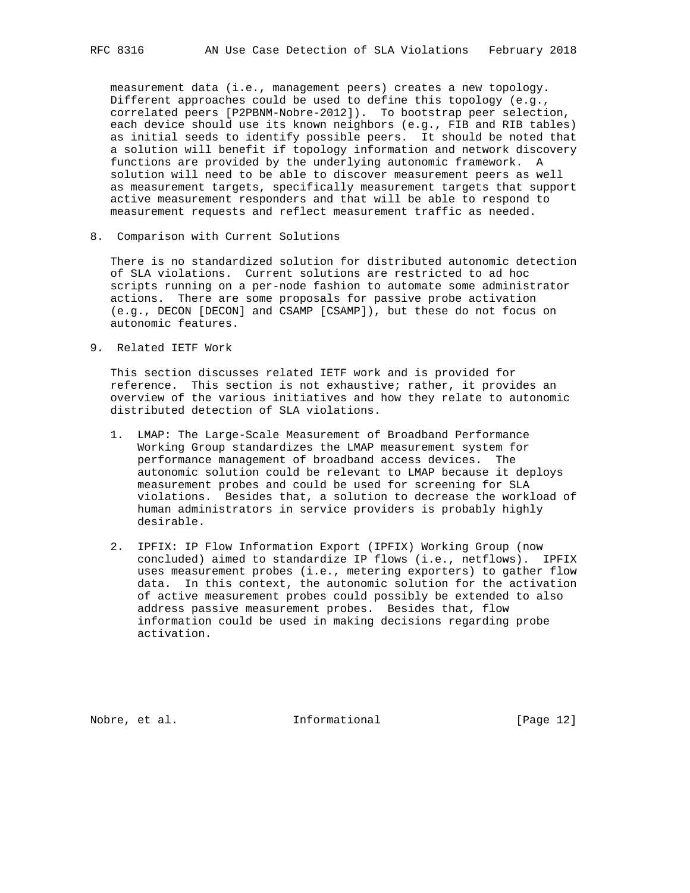measurement data (i.e., management peers) creates a new topology. Different approaches could be used to define this topology (e.g., correlated peers [P2PBNM-Nobre-2012]). To bootstrap peer selection, each device should use its known neighbors (e.g., FIB and RIB tables) as initial seeds to identify possible peers. It should be noted that a solution will benefit if topology information and network discovery functions are provided by the underlying autonomic framework. A solution will need to be able to discover measurement peers as well as measurement targets, specifically measurement targets that support active measurement responders and that will be able to respond to measurement requests and reflect measurement traffic as needed.

## 8. Comparison with Current Solutions

There is no standardized solution for distributed autonomic detection of SLA violations. Current solutions are restricted to ad hoc scripts running on a per-node fashion to automate some administrator actions. There are some proposals for passive probe activation (e.g., DECON [DECON] and CSAMP [CSAMP]), but these do not focus on autonomic features.

## 9. Related IETF Work

This section discusses related IETF work and is provided for reference. This section is not exhaustive; rather, it provides an overview of the various initiatives and how they relate to autonomic distributed detection of SLA violations.

1. LMAP: The Large-Scale Measurement of Broadband Performance Working Group standardizes the LMAP measurement system for performance management of broadband access devices. The autonomic solution could be relevant to LMAP because it deploys measurement probes and could be used for screening for SLA violations. Besides that, a solution to decrease the workload of human administrators in service providers is probably highly desirable.

2. IPFIX: IP Flow Information Export (IPFIX) Working Group (now concluded) aimed to standardize IP flows (i.e., netflows). IPFIX uses measurement probes (i.e., metering exporters) to gather flow data. In this context, the autonomic solution for the activation of active measurement probes could possibly be extended to also address passive measurement probes. Besides that, flow information could be used in making decisions regarding probe activation.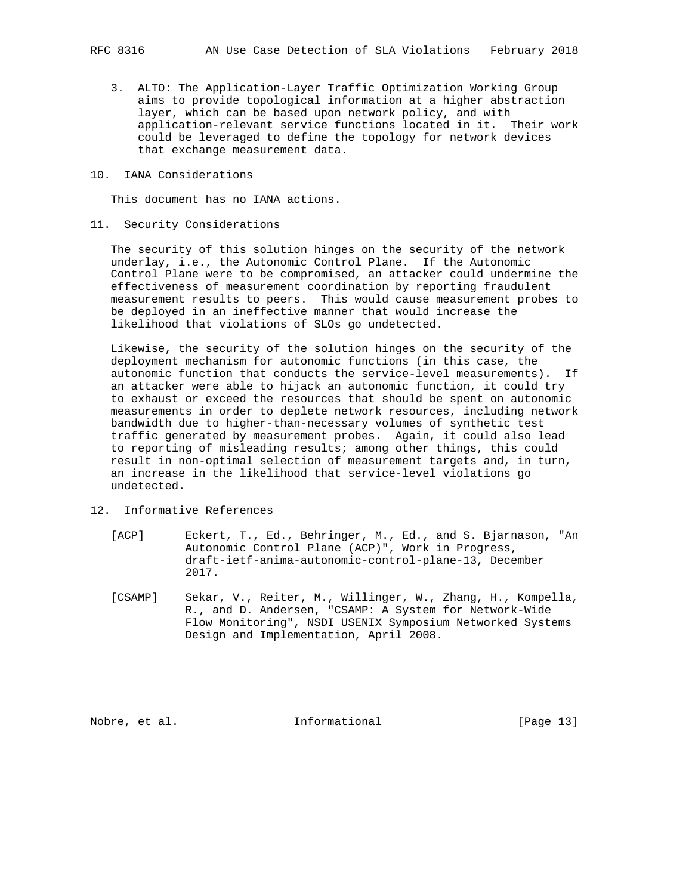3. ALTO: The Application-Layer Traffic Optimization Working Group aims to provide topological information at a higher abstraction layer, which can be based upon network policy, and with application-relevant service functions located in it. Their work could be leveraged to define the topology for network devices that exchange measurement data.

## 10. IANA Considerations

This document has no IANA actions.

## 11. Security Considerations

The security of this solution hinges on the security of the network underlay, i.e., the Autonomic Control Plane. If the Autonomic Control Plane were to be compromised, an attacker could undermine the effectiveness of measurement coordination by reporting fraudulent measurement results to peers. This would cause measurement probes to be deployed in an ineffective manner that would increase the likelihood that violations of SLOs go undetected.

Likewise, the security of the solution hinges on the security of the deployment mechanism for autonomic functions (in this case, the autonomic function that conducts the service-level measurements). If an attacker were able to hijack an autonomic function, it could try to exhaust or exceed the resources that should be spent on autonomic measurements in order to deplete network resources, including network bandwidth due to higher-than-necessary volumes of synthetic test traffic generated by measurement probes. Again, it could also lead to reporting of misleading results; among other things, this could result in non-optimal selection of measurement targets and, in turn, an increase in the likelihood that service-level violations go undetected.

## 12. Informative References

[ACP] Eckert, T., Ed., Behringer, M., Ed., and S. Bjarnason, "An Autonomic Control Plane (ACP)", Work in Progress, draft-ietf-anima-autonomic-control-plane-13, December 2017.

[CSAMP] Sekar, V., Reiter, M., Willinger, W., Zhang, H., Kompella, R., and D. Andersen, "CSAMP: A System for Network-Wide Flow Monitoring", NSDI USENIX Symposium Networked Systems Design and Implementation, April 2008.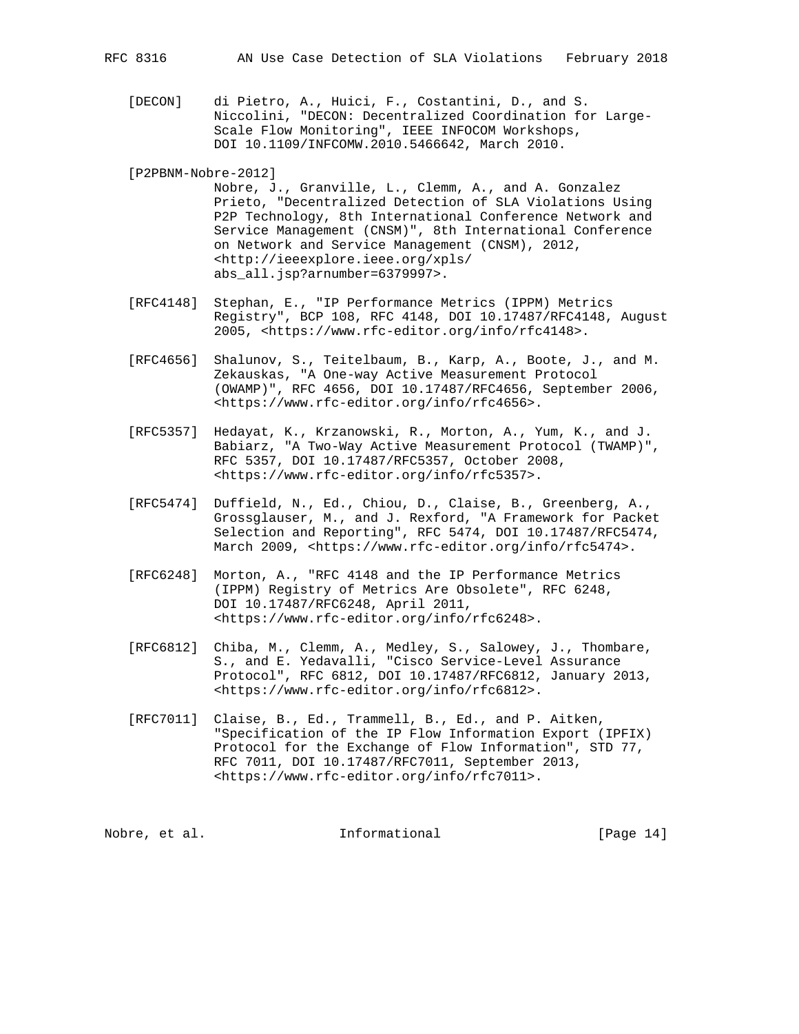[DECON] di Pietro, A., Huici, F., Costantini, D., and S. Niccolini, "DECON: Decentralized Coordination for Large-Scale Flow Monitoring", IEEE INFOCOM Workshops, DOI 10.1109/INFCOMW.2010.5466642, March 2010.

[P2PBNM-Nobre-2012] Nobre, J., Granville, L., Clemm, A., and A. Gonzalez Prieto, "Decentralized Detection of SLA Violations Using P2P Technology, 8th International Conference Network and Service Management (CNSM)", 8th International Conference on Network and Service Management (CNSM), 2012, <http://ieeexplore.ieee.org/xpls/abs_all.jsp?arnumber=6379997>.

[RFC4148] Stephan, E., "IP Performance Metrics (IPPM) Metrics Registry", BCP 108, RFC 4148, DOI 10.17487/RFC4148, August 2005, <https://www.rfc-editor.org/info/rfc4148>.

[RFC4656] Shalunov, S., Teitelbaum, B., Karp, A., Boote, J., and M. Zekauskas, "A One-way Active Measurement Protocol (OWAMP)", RFC 4656, DOI 10.17487/RFC4656, September 2006, <https://www.rfc-editor.org/info/rfc4656>.

[RFC5357] Hedayat, K., Krzanowski, R., Morton, A., Yum, K., and J. Babiarz, "A Two-Way Active Measurement Protocol (TWAMP)", RFC 5357, DOI 10.17487/RFC5357, October 2008, <https://www.rfc-editor.org/info/rfc5357>.

[RFC5474] Duffield, N., Ed., Chiou, D., Claise, B., Greenberg, A., Grossglauser, M., and J. Rexford, "A Framework for Packet Selection and Reporting", RFC 5474, DOI 10.17487/RFC5474, March 2009, <https://www.rfc-editor.org/info/rfc5474>.

[RFC6248] Morton, A., "RFC 4148 and the IP Performance Metrics (IPPM) Registry of Metrics Are Obsolete", RFC 6248, DOI 10.17487/RFC6248, April 2011, <https://www.rfc-editor.org/info/rfc6248>.

[RFC6812] Chiba, M., Clemm, A., Medley, S., Salowey, J., Thombare, S., and E. Yedavalli, "Cisco Service-Level Assurance Protocol", RFC 6812, DOI 10.17487/RFC6812, January 2013, <https://www.rfc-editor.org/info/rfc6812>.

[RFC7011] Claise, B., Ed., Trammell, B., Ed., and P. Aitken, "Specification of the IP Flow Information Export (IPFIX) Protocol for the Exchange of Flow Information", STD 77, RFC 7011, DOI 10.17487/RFC7011, September 2013, <https://www.rfc-editor.org/info/rfc7011>.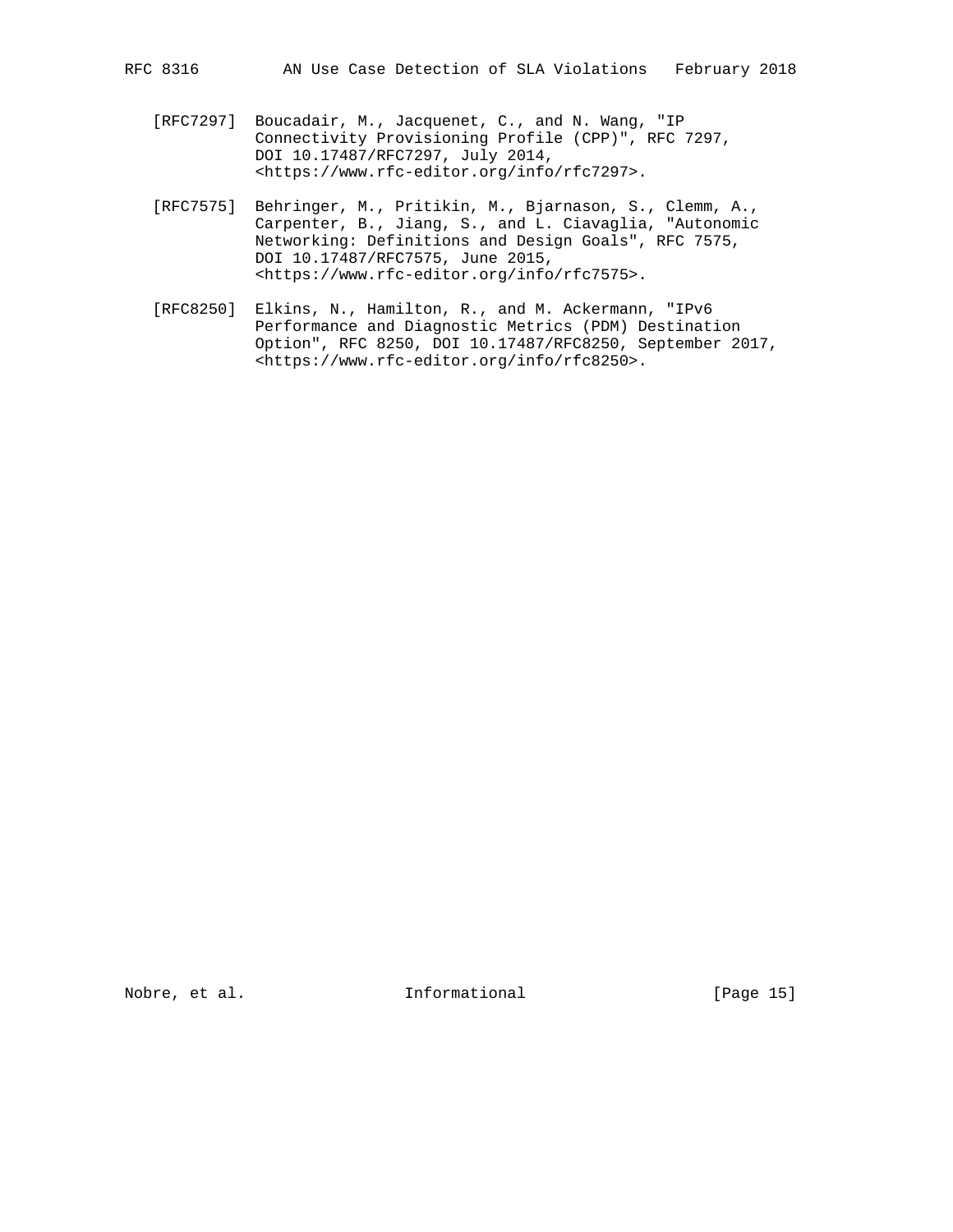[RFC7297] Boucadair, M., Jacquenet, C., and N. Wang, "IP Connectivity Provisioning Profile (CPP)", RFC 7297, DOI 10.17487/RFC7297, July 2014, <https://www.rfc-editor.org/info/rfc7297>.

[RFC7575] Behringer, M., Pritikin, M., Bjarnason, S., Clemm, A., Carpenter, B., Jiang, S., and L. Ciavaglia, "Autonomic Networking: Definitions and Design Goals", RFC 7575, DOI 10.17487/RFC7575, June 2015, <https://www.rfc-editor.org/info/rfc7575>.

[RFC8250] Elkins, N., Hamilton, R., and M. Ackermann, "IPv6 Performance and Diagnostic Metrics (PDM) Destination Option", RFC 8250, DOI 10.17487/RFC8250, September 2017, <https://www.rfc-editor.org/info/rfc8250>.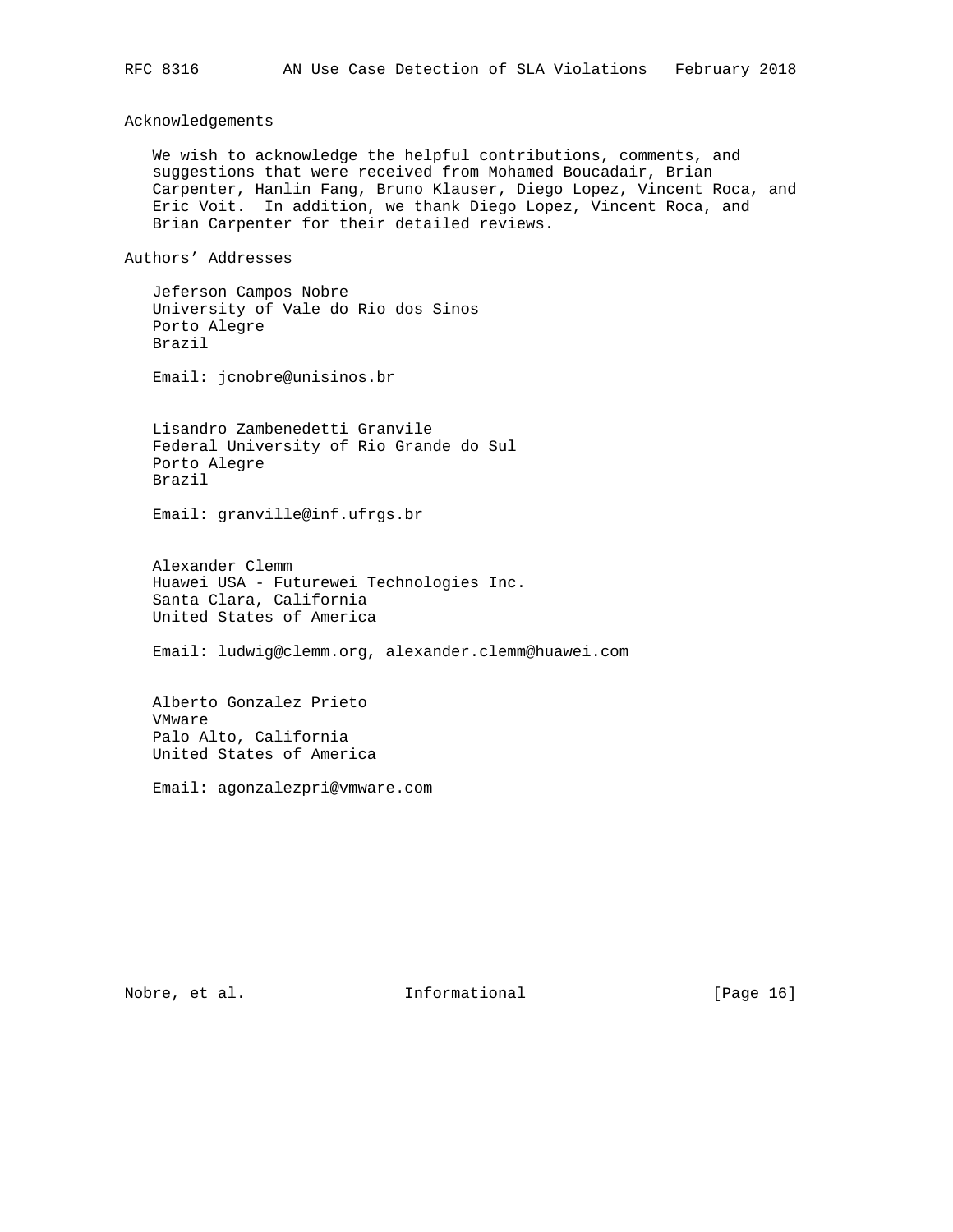## Acknowledgements

We wish to acknowledge the helpful contributions, comments, and suggestions that were received from Mohamed Boucadair, Brian Carpenter, Hanlin Fang, Bruno Klauser, Diego Lopez, Vincent Roca, and Eric Voit. In addition, we thank Diego Lopez, Vincent Roca, and Brian Carpenter for their detailed reviews.

## Authors' Addresses

Jeferson Campos Nobre
University of Vale do Rio dos Sinos
Porto Alegre
Brazil

Email: jcnobre@unisinos.br

Lisandro Zambenedetti Granvile
Federal University of Rio Grande do Sul
Porto Alegre
Brazil

Email: granville@inf.ufrgs.br

Alexander Clemm
Huawei USA - Futurewei Technologies Inc.
Santa Clara, California
United States of America

Email: ludwig@clemm.org, alexander.clemm@huawei.com

Alberto Gonzalez Prieto
VMware
Palo Alto, California
United States of America

Email: agonzalezpri@vmware.com